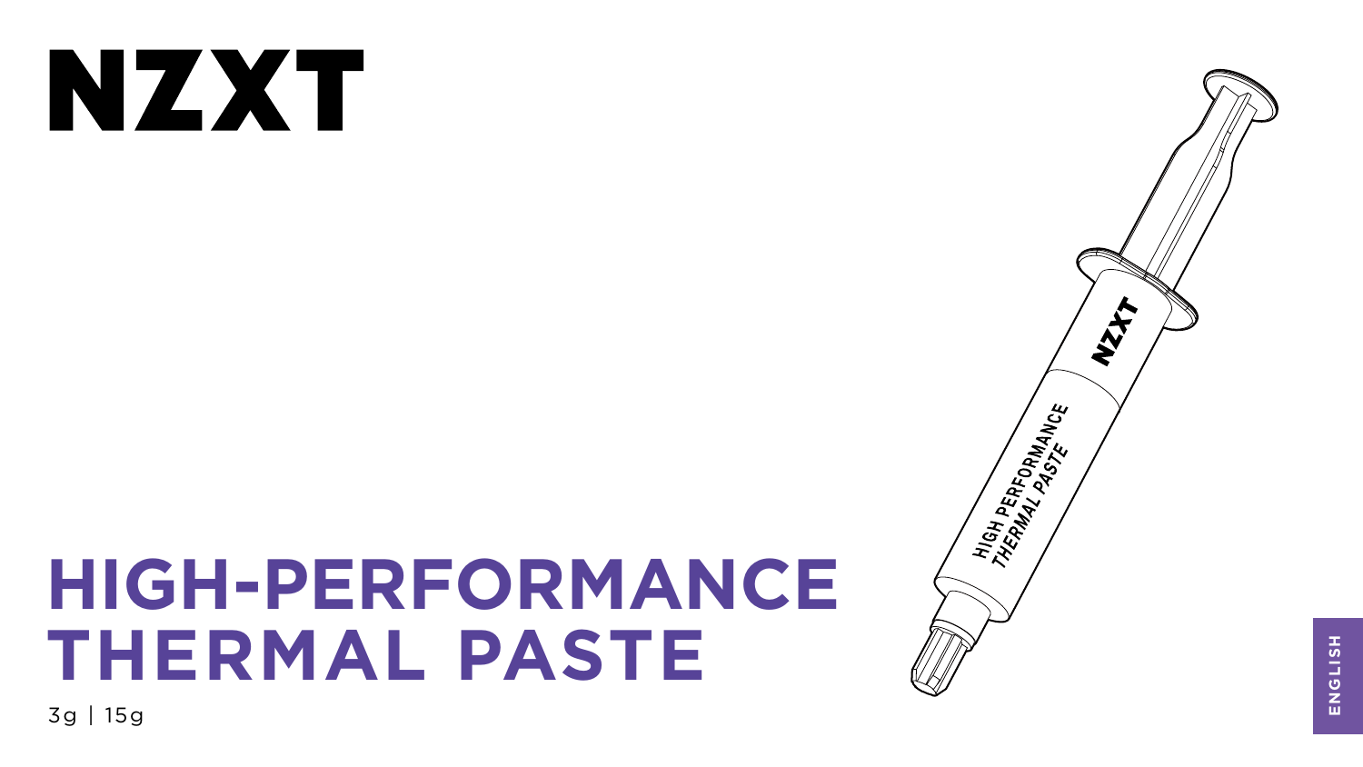# NZXT

# HIGH-PERFORMANCE THERMAL PASTE

3g | 15g

ENGLISH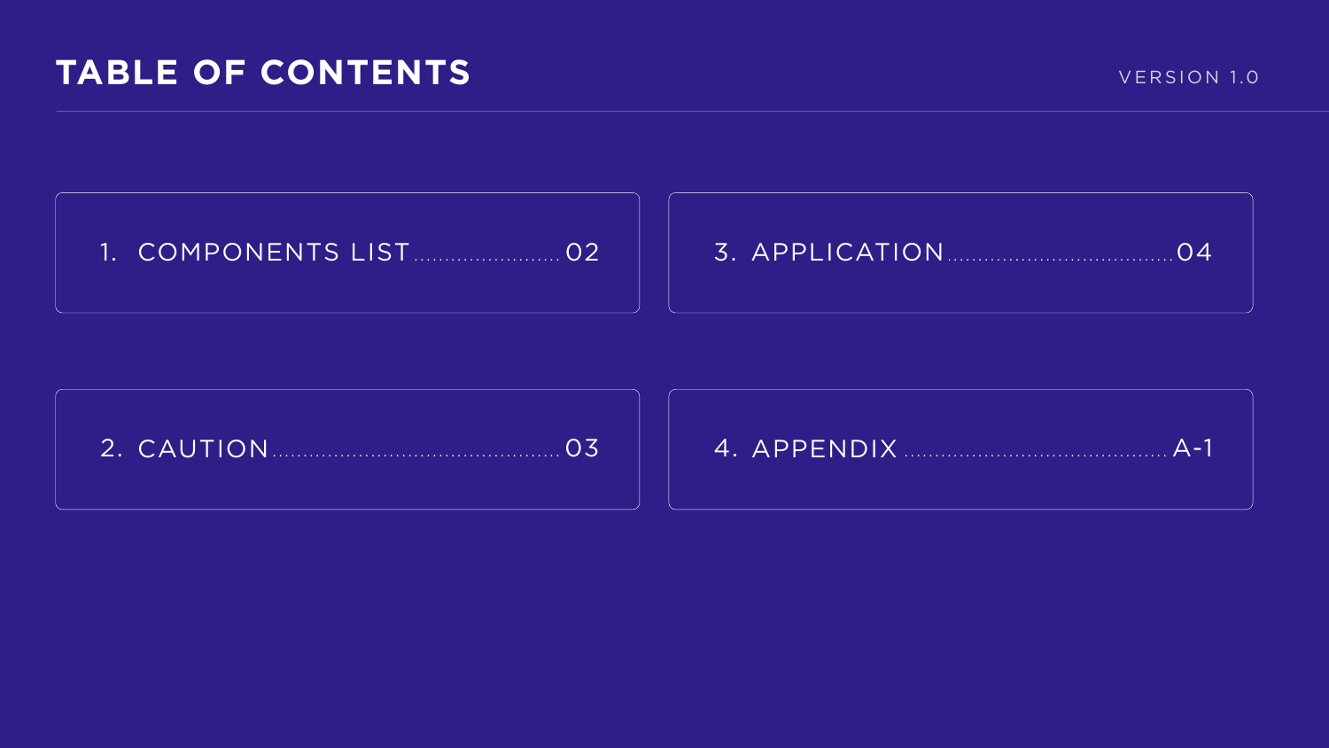# TABLE OF CONTENTS

VERSION 1.0

1. COMPONENTS LIST ........................ 02
2. CAUTION ............................................. 03
3. APPLICATION .................................... 04
4. APPENDIX ......................................... A-1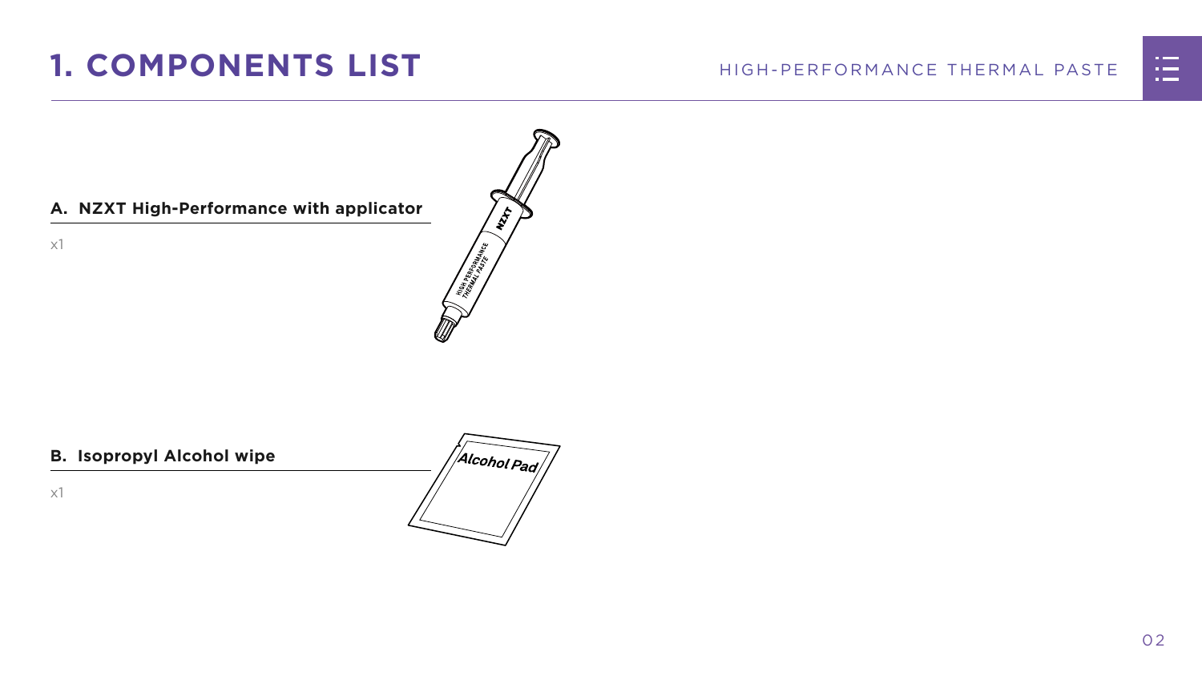# 1. COMPONENTS LIST

**A. NZXT High-Performance with applicator**

x1

**B. Isopropyl Alcohol wipe**

x1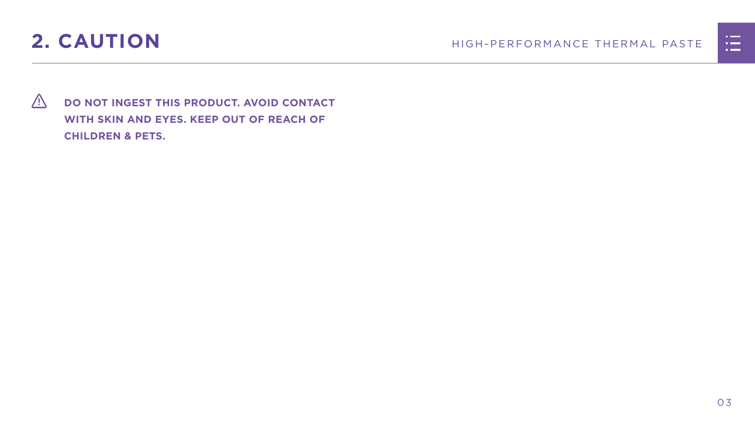## 2. CAUTION

⚠ **DO NOT INGEST THIS PRODUCT. AVOID CONTACT WITH SKIN AND EYES. KEEP OUT OF REACH OF CHILDREN & PETS.**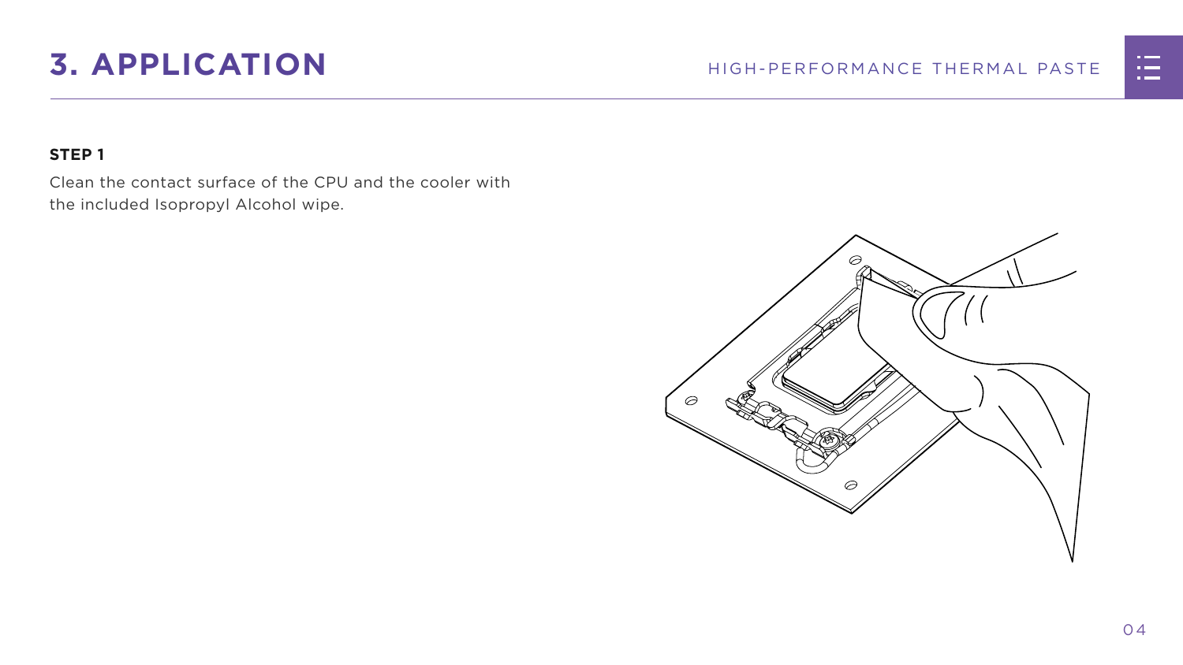# 3. APPLICATION

### STEP 1

Clean the contact surface of the CPU and the cooler with the included Isopropyl Alcohol wipe.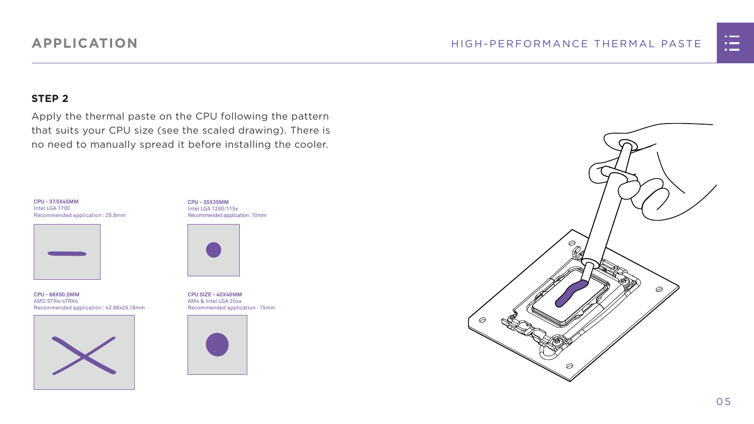# APPLICATION

## STEP 2

Apply the thermal paste on the CPU following the pattern that suits your CPU size (see the scaled drawing). There is no need to manually spread it before installing the cooler.

**CPU - 37.5X45MM**
Intel LGA 1700
Recommended application : 25.8mm

**CPU - 35X35MM**
Intel LGA 1200/115x
Recommended application : 10mm

**CPU - 68X50.5MM**
AMD STR4/sTRX4
Recommended application : 43.68x26.18mm

**CPU SIZE - 40X40MM**
AM4 & Intel LGA 20xx
Recommended application : 15mm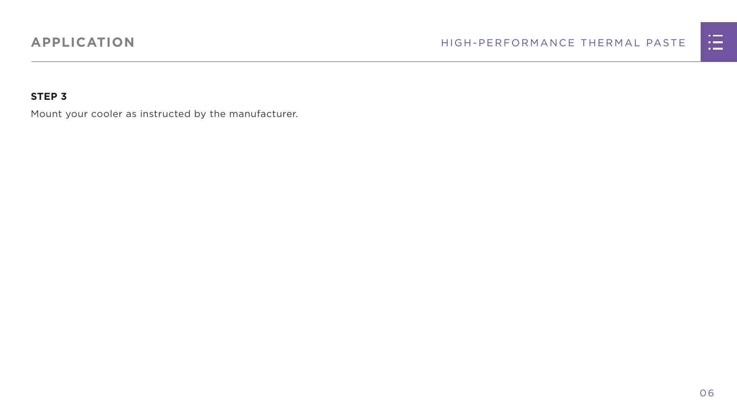**STEP 3**

Mount your cooler as instructed by the manufacturer.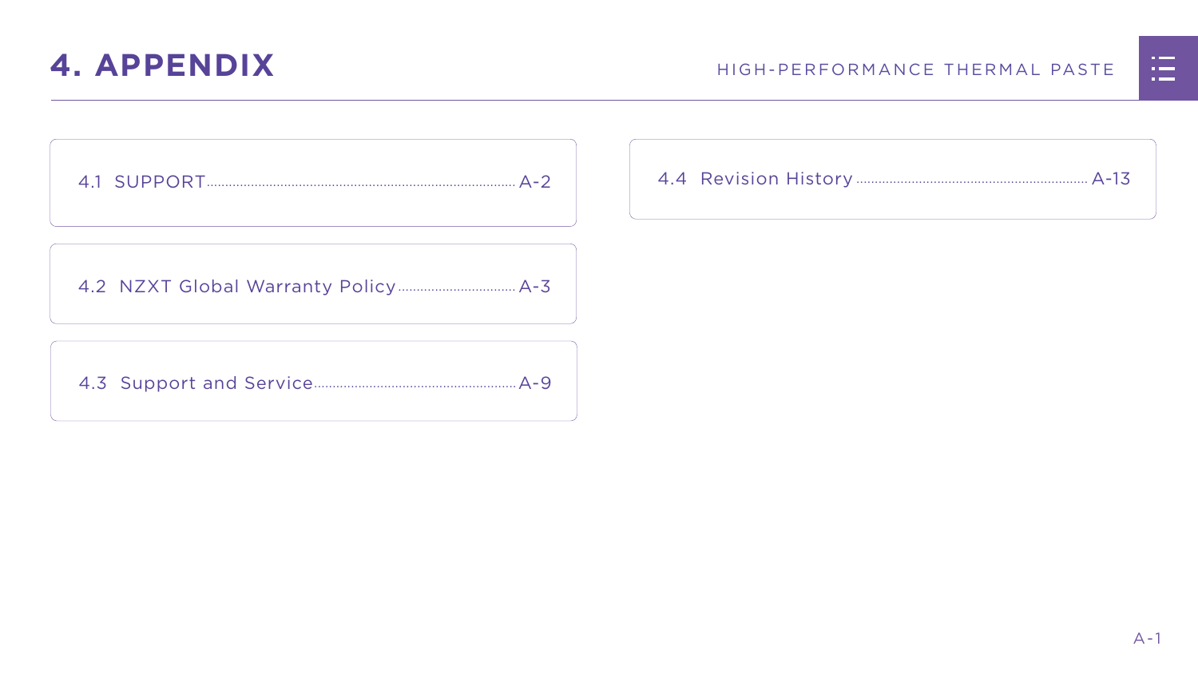# 4. APPENDIX

4.1 SUPPORT ........ A-2

4.2 NZXT Global Warranty Policy ........ A-3

4.3 Support and Service ........ A-9

4.4 Revision History ........ A-13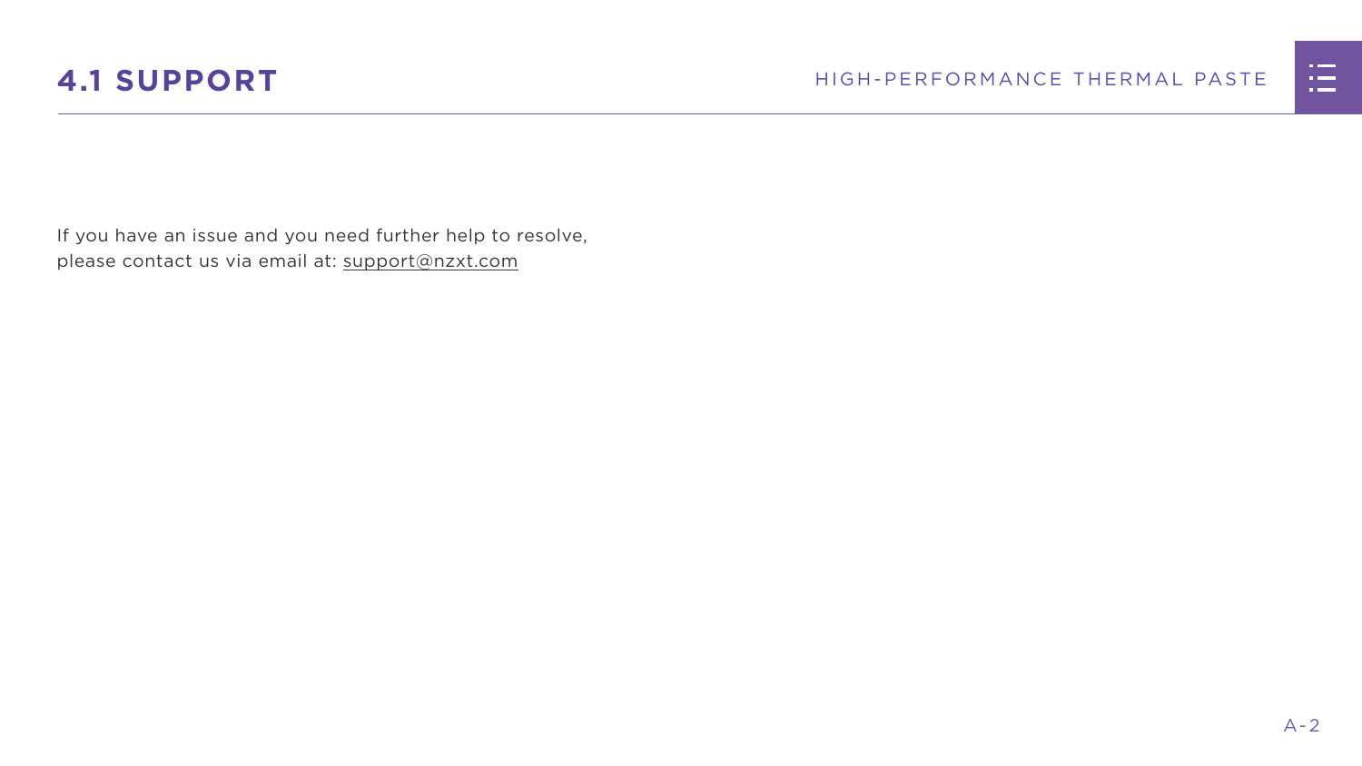## 4.1 SUPPORT

If you have an issue and you need further help to resolve,
please contact us via email at: support@nzxt.com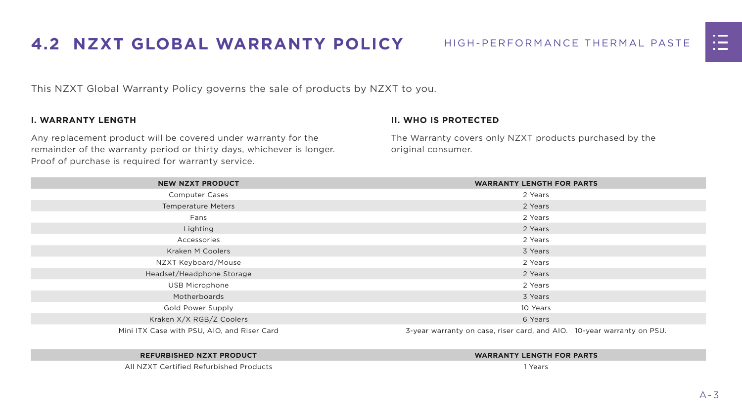## 4.2 NZXT GLOBAL WARRANTY POLICY

This NZXT Global Warranty Policy governs the sale of products by NZXT to you.

**I. WARRANTY LENGTH**

Any replacement product will be covered under warranty for the remainder of the warranty period or thirty days, whichever is longer. Proof of purchase is required for warranty service.

**II. WHO IS PROTECTED**

The Warranty covers only NZXT products purchased by the original consumer.

| NEW NZXT PRODUCT | WARRANTY LENGTH FOR PARTS |
|---|---|
| Computer Cases | 2 Years |
| Temperature Meters | 2 Years |
| Fans | 2 Years |
| Lighting | 2 Years |
| Accessories | 2 Years |
| Kraken M Coolers | 3 Years |
| NZXT Keyboard/Mouse | 2 Years |
| Headset/Headphone Storage | 2 Years |
| USB Microphone | 2 Years |
| Motherboards | 3 Years |
| Gold Power Supply | 10 Years |
| Kraken X/X RGB/Z Coolers | 6 Years |
| Mini ITX Case with PSU, AIO, and Riser Card | 3-year warranty on case, riser card, and AIO. 10-year warranty on PSU. |

| REFURBISHED NZXT PRODUCT | WARRANTY LENGTH FOR PARTS |
|---|---|
| All NZXT Certified Refurbished Products | 1 Years |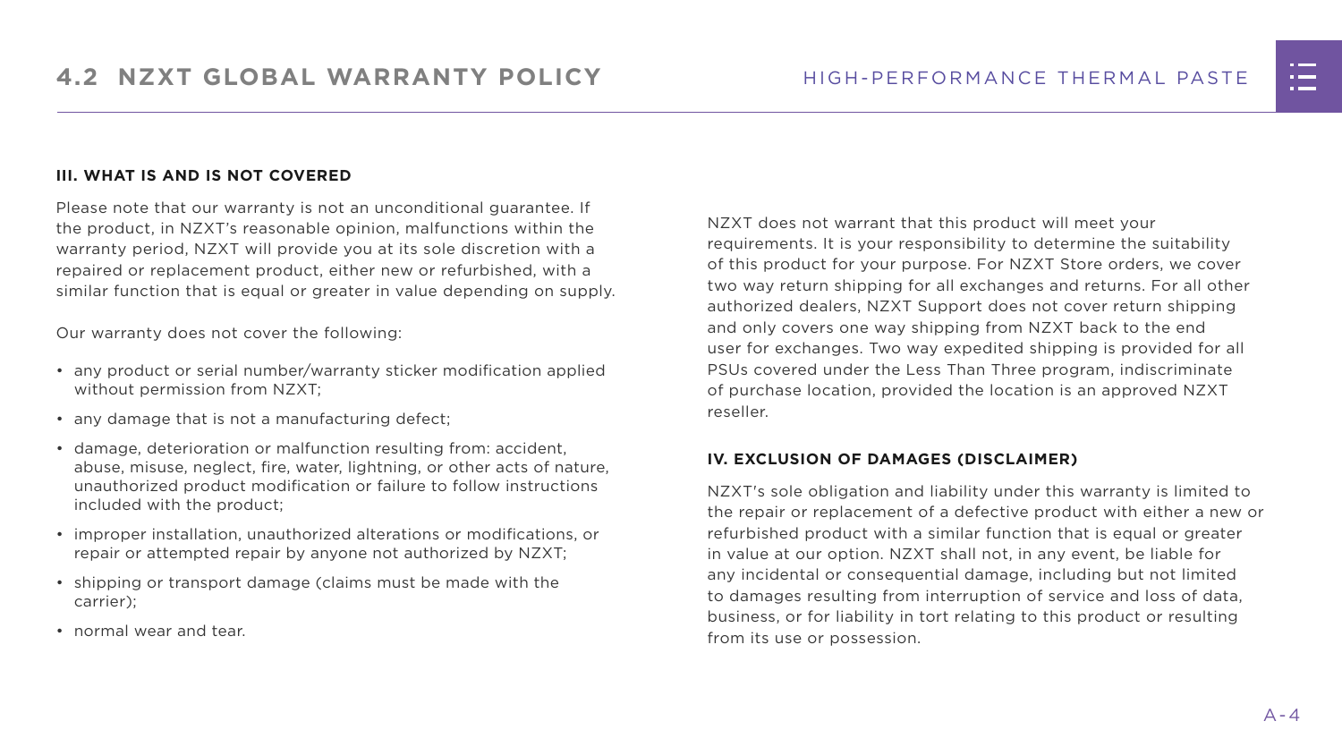### III. WHAT IS AND IS NOT COVERED

Please note that our warranty is not an unconditional guarantee. If the product, in NZXT's reasonable opinion, malfunctions within the warranty period, NZXT will provide you at its sole discretion with a repaired or replacement product, either new or refurbished, with a similar function that is equal or greater in value depending on supply.

Our warranty does not cover the following:

- any product or serial number/warranty sticker modification applied without permission from NZXT;
- any damage that is not a manufacturing defect;
- damage, deterioration or malfunction resulting from: accident, abuse, misuse, neglect, fire, water, lightning, or other acts of nature, unauthorized product modification or failure to follow instructions included with the product;
- improper installation, unauthorized alterations or modifications, or repair or attempted repair by anyone not authorized by NZXT;
- shipping or transport damage (claims must be made with the carrier);
- normal wear and tear.

NZXT does not warrant that this product will meet your requirements. It is your responsibility to determine the suitability of this product for your purpose. For NZXT Store orders, we cover two way return shipping for all exchanges and returns. For all other authorized dealers, NZXT Support does not cover return shipping and only covers one way shipping from NZXT back to the end user for exchanges. Two way expedited shipping is provided for all PSUs covered under the Less Than Three program, indiscriminate of purchase location, provided the location is an approved NZXT reseller.

### IV. EXCLUSION OF DAMAGES (DISCLAIMER)

NZXT's sole obligation and liability under this warranty is limited to the repair or replacement of a defective product with either a new or refurbished product with a similar function that is equal or greater in value at our option. NZXT shall not, in any event, be liable for any incidental or consequential damage, including but not limited to damages resulting from interruption of service and loss of data, business, or for liability in tort relating to this product or resulting from its use or possession.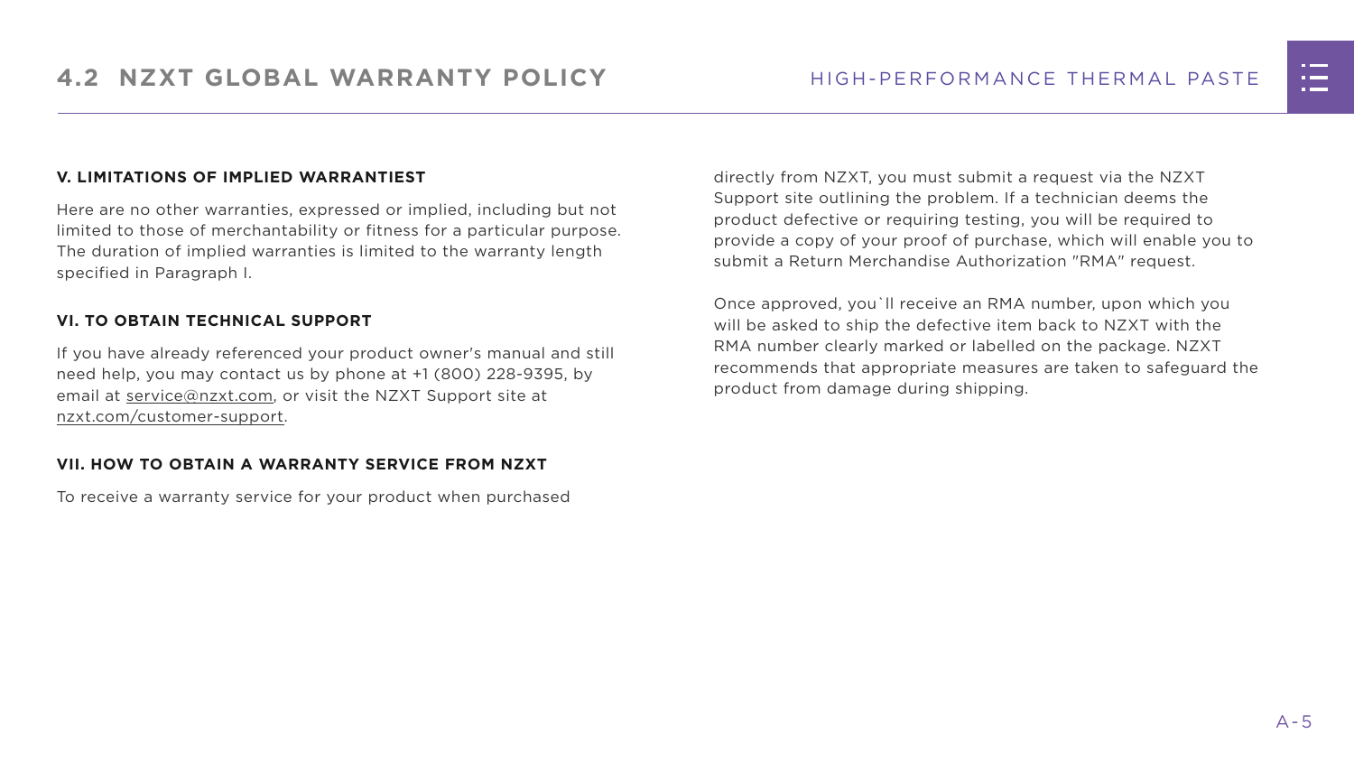## 4.2 NZXT GLOBAL WARRANTY POLICY

### V. LIMITATIONS OF IMPLIED WARRANTIEST

Here are no other warranties, expressed or implied, including but not limited to those of merchantability or fitness for a particular purpose. The duration of implied warranties is limited to the warranty length specified in Paragraph I.

### VI. TO OBTAIN TECHNICAL SUPPORT

If you have already referenced your product owner's manual and still need help, you may contact us by phone at +1 (800) 228-9395, by email at service@nzxt.com, or visit the NZXT Support site at nzxt.com/customer-support.

### VII. HOW TO OBTAIN A WARRANTY SERVICE FROM NZXT

To receive a warranty service for your product when purchased directly from NZXT, you must submit a request via the NZXT Support site outlining the problem. If a technician deems the product defective or requiring testing, you will be required to provide a copy of your proof of purchase, which will enable you to submit a Return Merchandise Authorization "RMA" request.

Once approved, you`ll receive an RMA number, upon which you will be asked to ship the defective item back to NZXT with the RMA number clearly marked or labelled on the package. NZXT recommends that appropriate measures are taken to safeguard the product from damage during shipping.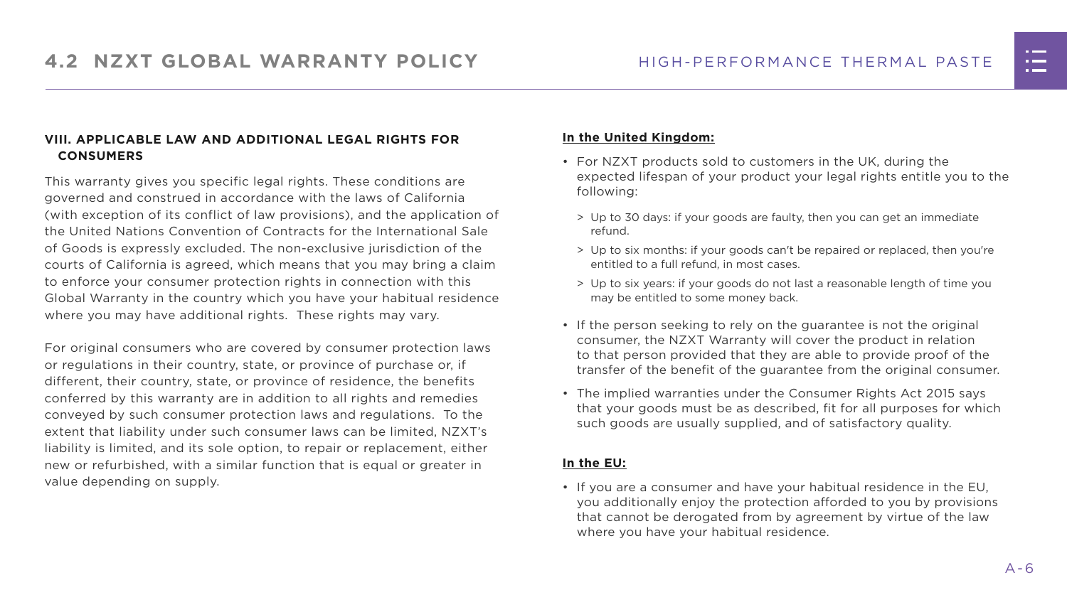### VIII. APPLICABLE LAW AND ADDITIONAL LEGAL RIGHTS FOR CONSUMERS

This warranty gives you specific legal rights. These conditions are governed and construed in accordance with the laws of California (with exception of its conflict of law provisions), and the application of the United Nations Convention of Contracts for the International Sale of Goods is expressly excluded. The non-exclusive jurisdiction of the courts of California is agreed, which means that you may bring a claim to enforce your consumer protection rights in connection with this Global Warranty in the country which you have your habitual residence where you may have additional rights. These rights may vary.

For original consumers who are covered by consumer protection laws or regulations in their country, state, or province of purchase or, if different, their country, state, or province of residence, the benefits conferred by this warranty are in addition to all rights and remedies conveyed by such consumer protection laws and regulations. To the extent that liability under such consumer laws can be limited, NZXT's liability is limited, and its sole option, to repair or replacement, either new or refurbished, with a similar function that is equal or greater in value depending on supply.

**In the United Kingdom:**

- For NZXT products sold to customers in the UK, during the expected lifespan of your product your legal rights entitle you to the following:
  - Up to 30 days: if your goods are faulty, then you can get an immediate refund.
  - Up to six months: if your goods can't be repaired or replaced, then you're entitled to a full refund, in most cases.
  - Up to six years: if your goods do not last a reasonable length of time you may be entitled to some money back.
- If the person seeking to rely on the guarantee is not the original consumer, the NZXT Warranty will cover the product in relation to that person provided that they are able to provide proof of the transfer of the benefit of the guarantee from the original consumer.
- The implied warranties under the Consumer Rights Act 2015 says that your goods must be as described, fit for all purposes for which such goods are usually supplied, and of satisfactory quality.

**In the EU:**

- If you are a consumer and have your habitual residence in the EU, you additionally enjoy the protection afforded to you by provisions that cannot be derogated from by agreement by virtue of the law where you have your habitual residence.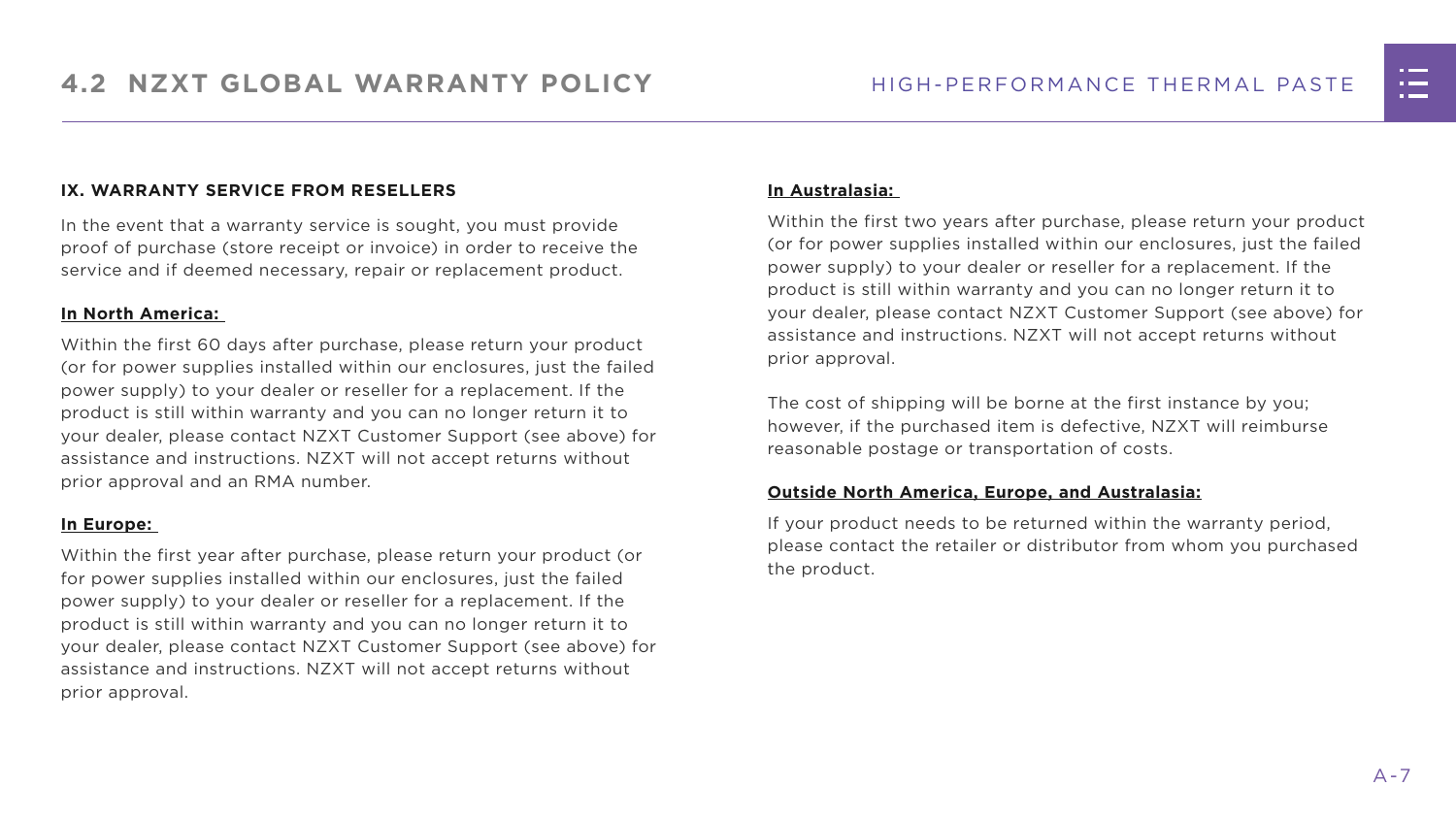**IX. WARRANTY SERVICE FROM RESELLERS**

In the event that a warranty service is sought, you must provide proof of purchase (store receipt or invoice) in order to receive the service and if deemed necessary, repair or replacement product.

**In North America:**

Within the first 60 days after purchase, please return your product (or for power supplies installed within our enclosures, just the failed power supply) to your dealer or reseller for a replacement. If the product is still within warranty and you can no longer return it to your dealer, please contact NZXT Customer Support (see above) for assistance and instructions. NZXT will not accept returns without prior approval and an RMA number.

**In Europe:**

Within the first year after purchase, please return your product (or for power supplies installed within our enclosures, just the failed power supply) to your dealer or reseller for a replacement. If the product is still within warranty and you can no longer return it to your dealer, please contact NZXT Customer Support (see above) for assistance and instructions. NZXT will not accept returns without prior approval.

**In Australasia:**

Within the first two years after purchase, please return your product (or for power supplies installed within our enclosures, just the failed power supply) to your dealer or reseller for a replacement. If the product is still within warranty and you can no longer return it to your dealer, please contact NZXT Customer Support (see above) for assistance and instructions. NZXT will not accept returns without prior approval.

The cost of shipping will be borne at the first instance by you; however, if the purchased item is defective, NZXT will reimburse reasonable postage or transportation of costs.

**Outside North America, Europe, and Australasia:**

If your product needs to be returned within the warranty period, please contact the retailer or distributor from whom you purchased the product.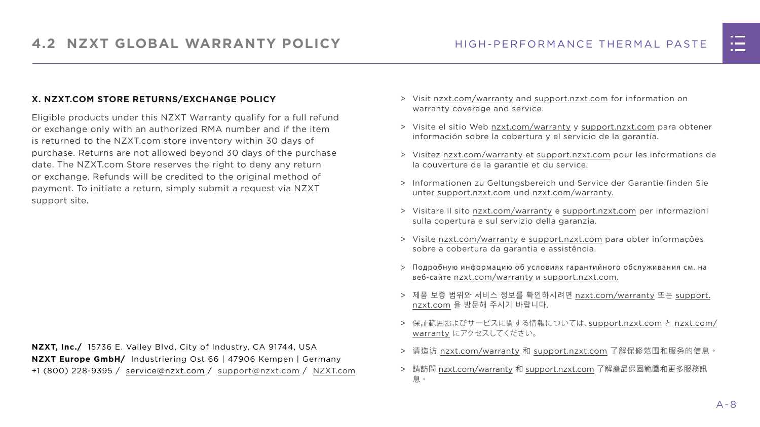## 4.2 NZXT GLOBAL WARRANTY POLICY

### X. NZXT.COM STORE RETURNS/EXCHANGE POLICY

Eligible products under this NZXT Warranty qualify for a full refund or exchange only with an authorized RMA number and if the item is returned to the NZXT.com store inventory within 30 days of purchase. Returns are not allowed beyond 30 days of the purchase date. The NZXT.com Store reserves the right to deny any return or exchange. Refunds will be credited to the original method of payment. To initiate a return, simply submit a request via NZXT support site.

**NZXT, Inc./** 15736 E. Valley Blvd, City of Industry, CA 91744, USA
**NZXT Europe GmbH/** Industriering Ost 66 | 47906 Kempen | Germany
+1 (800) 228-9395 / service@nzxt.com / support@nzxt.com / NZXT.com

> Visit nzxt.com/warranty and support.nzxt.com for information on warranty coverage and service.

> Visite el sitio Web nzxt.com/warranty y support.nzxt.com para obtener información sobre la cobertura y el servicio de la garantía.

> Visitez nzxt.com/warranty et support.nzxt.com pour les informations de la couverture de la garantie et du service.

> Informationen zu Geltungsbereich und Service der Garantie finden Sie unter support.nzxt.com und nzxt.com/warranty.

> Visitare il sito nzxt.com/warranty e support.nzxt.com per informazioni sulla copertura e sul servizio della garanzia.

> Visite nzxt.com/warranty e support.nzxt.com para obter informações sobre a cobertura da garantia e assistência.

> Подробную информацию об условиях гарантийного обслуживания см. на веб-сайте nzxt.com/warranty и support.nzxt.com.

> 제품 보증 범위와 서비스 정보를 확인하시려면 nzxt.com/warranty 또는 support.nzxt.com 을 방문해 주시기 바랍니다.

> 保証範囲およびサービスに関する情報については、support.nzxt.com と nzxt.com/warranty にアクセスしてください。

> 请造访 nzxt.com/warranty 和 support.nzxt.com 了解保修范围和服务的信息。

> 請訪問 nzxt.com/warranty 和 support.nzxt.com 了解產品保固範圍和更多服務訊息。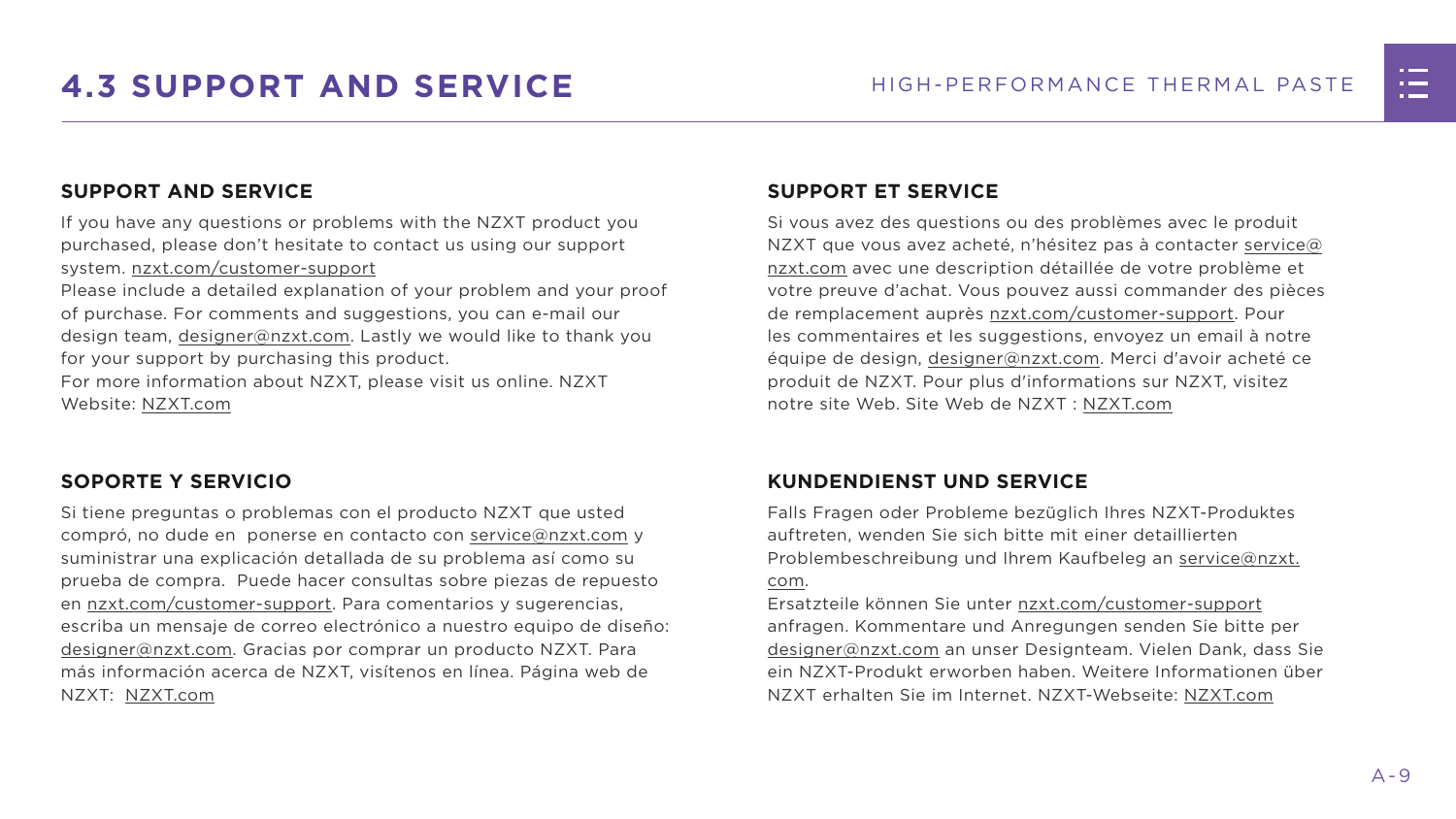# 4.3 SUPPORT AND SERVICE

### SUPPORT AND SERVICE

If you have any questions or problems with the NZXT product you purchased, please don't hesitate to contact us using our support system. nzxt.com/customer-support

Please include a detailed explanation of your problem and your proof of purchase. For comments and suggestions, you can e-mail our design team, designer@nzxt.com. Lastly we would like to thank you for your support by purchasing this product.

For more information about NZXT, please visit us online. NZXT Website: NZXT.com

### SUPPORT ET SERVICE

Si vous avez des questions ou des problèmes avec le produit NZXT que vous avez acheté, n'hésitez pas à contacter service@nzxt.com avec une description détaillée de votre problème et votre preuve d'achat. Vous pouvez aussi commander des pièces de remplacement auprès nzxt.com/customer-support. Pour les commentaires et les suggestions, envoyez un email à notre équipe de design, designer@nzxt.com. Merci d'avoir acheté ce produit de NZXT. Pour plus d'informations sur NZXT, visitez notre site Web. Site Web de NZXT : NZXT.com

### SOPORTE Y SERVICIO

Si tiene preguntas o problemas con el producto NZXT que usted compró, no dude en ponerse en contacto con service@nzxt.com y suministrar una explicación detallada de su problema así como su prueba de compra. Puede hacer consultas sobre piezas de repuesto en nzxt.com/customer-support. Para comentarios y sugerencias, escriba un mensaje de correo electrónico a nuestro equipo de diseño: designer@nzxt.com. Gracias por comprar un producto NZXT. Para más información acerca de NZXT, visítenos en línea. Página web de NZXT: NZXT.com

### KUNDENDIENST UND SERVICE

Falls Fragen oder Probleme bezüglich Ihres NZXT-Produktes auftreten, wenden Sie sich bitte mit einer detaillierten Problembeschreibung und Ihrem Kaufbeleg an service@nzxt.com.

Ersatzteile können Sie unter nzxt.com/customer-support anfragen. Kommentare und Anregungen senden Sie bitte per designer@nzxt.com an unser Designteam. Vielen Dank, dass Sie ein NZXT-Produkt erworben haben. Weitere Informationen über NZXT erhalten Sie im Internet. NZXT-Webseite: NZXT.com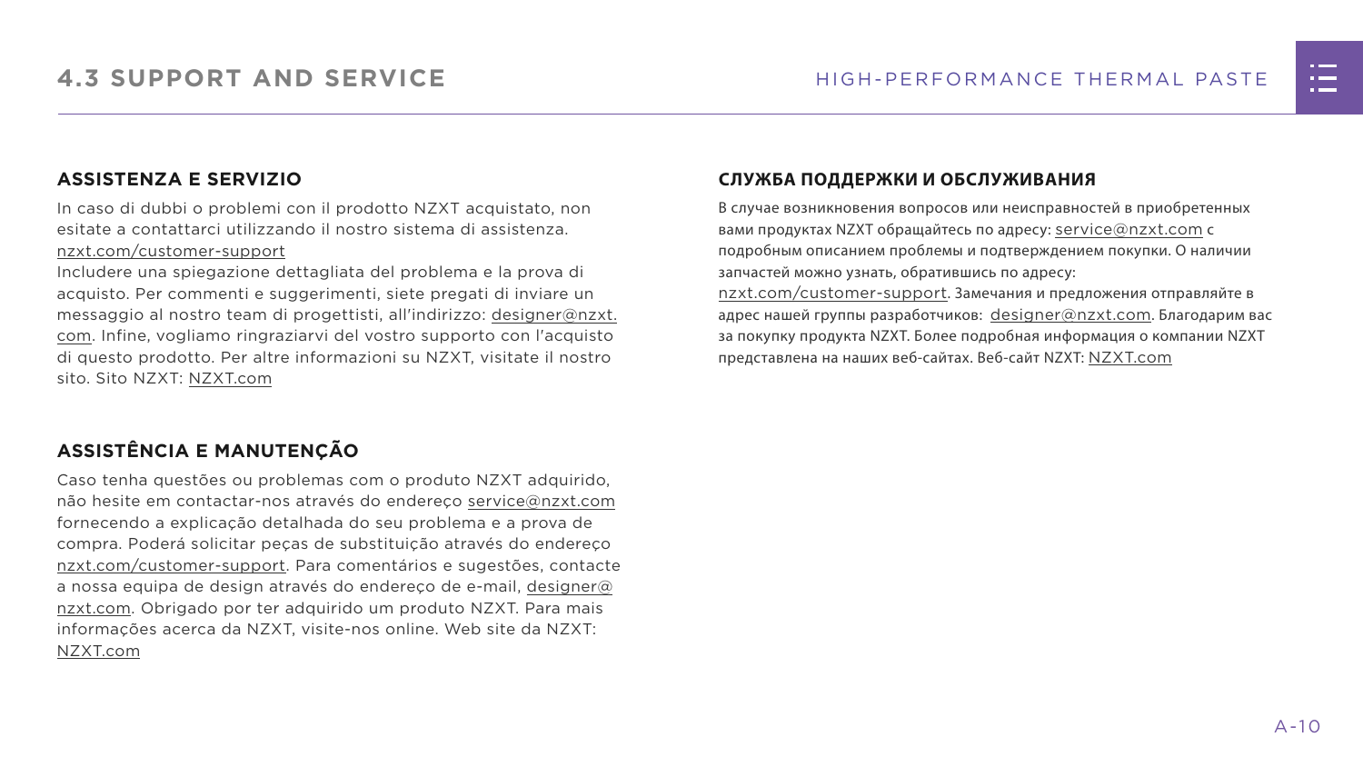## 4.3 SUPPORT AND SERVICE

### ASSISTENZA E SERVIZIO

In caso di dubbi o problemi con il prodotto NZXT acquistato, non esitate a contattarci utilizzando il nostro sistema di assistenza. nzxt.com/customer-support
Includere una spiegazione dettagliata del problema e la prova di acquisto. Per commenti e suggerimenti, siete pregati di inviare un messaggio al nostro team di progettisti, all'indirizzo: designer@nzxt.com. Infine, vogliamo ringraziarvi del vostro supporto con l'acquisto di questo prodotto. Per altre informazioni su NZXT, visitate il nostro sito. Sito NZXT: NZXT.com

### ASSISTÊNCIA E MANUTENÇÃO

Caso tenha questões ou problemas com o produto NZXT adquirido, não hesite em contactar-nos através do endereço service@nzxt.com fornecendo a explicação detalhada do seu problema e a prova de compra. Poderá solicitar peças de substituição através do endereço nzxt.com/customer-support. Para comentários e sugestões, contacte a nossa equipa de design através do endereço de e-mail, designer@nzxt.com. Obrigado por ter adquirido um produto NZXT. Para mais informações acerca da NZXT, visite-nos online. Web site da NZXT: NZXT.com

### СЛУЖБА ПОДДЕРЖКИ И ОБСЛУЖИВАНИЯ

В случае возникновения вопросов или неисправностей в приобретенных вами продуктах NZXT обращайтесь по адресу: service@nzxt.com с подробным описанием проблемы и подтверждением покупки. О наличии запчастей можно узнать, обратившись по адресу: nzxt.com/customer-support. Замечания и предложения отправляйте в адрес нашей группы разработчиков: designer@nzxt.com. Благодарим вас за покупку продукта NZXT. Более подробная информация о компании NZXT представлена на наших веб-сайтах. Веб-сайт NZXT: NZXT.com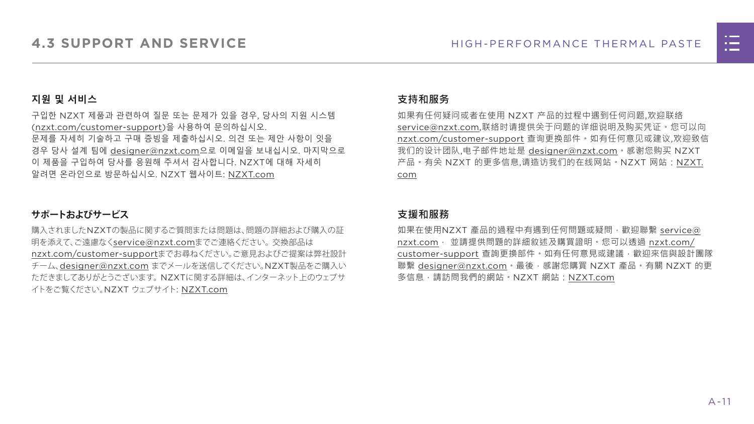# 4.3 SUPPORT AND SERVICE

### 지원 및 서비스

구입한 NZXT 제품과 관련하여 질문 또는 문제가 있을 경우, 당사의 지원 시스템 (nzxt.com/customer-support)을 사용하여 문의하십시오.
문제를 자세히 기술하고 구매 증빙을 제출하십시오. 의견 또는 제안 사항이 있을 경우 당사 설계 팀에 designer@nzxt.com으로 이메일을 보내십시오. 마지막으로 이 제품을 구입하여 당사를 응원해 주셔서 감사합니다. NZXT에 대해 자세히 알려면 온라인으로 방문하십시오. NZXT 웹사이트: NZXT.com

### サポートおよびサービス

購入されましたNZXTの製品に関するご質問または問題は、問題の詳細および購入の証明を添えて、ご遠慮なくservice@nzxt.comまでご連絡ください。交換部品は nzxt.com/customer-supportまでお尋ねください。ご意見およびご提案は弊社設計チーム、designer@nzxt.com までメールを送信してください。NZXT製品をご購入いただきましてありがとうございます。NZXTに関する詳細は、インターネット上のウェブサイトをご覧ください。NZXT ウェブサイト: NZXT.com

### 支持和服务

如果有任何疑问或者在使用 NZXT 产品的过程中遇到任何问题,欢迎联络 service@nzxt.com,联络时请提供关于问题的详细说明及购买凭证。您可以向 nzxt.com/customer-support 查询更换部件。如有任何意见或建议,欢迎致信我们的设计团队,电子邮件地址是 designer@nzxt.com。感谢您购买 NZXT 产品。有关 NZXT 的更多信息,请造访我们的在线网站。NZXT 网站：NZXT.com

### 支援和服務

如果在使用NZXT 產品的過程中有遇到任何問題或疑問，歡迎聯繫 service@nzxt.com， 並請提供問題的詳細敘述及購買證明。您可以透過 nzxt.com/customer-support 查詢更換部件。如有任何意見或建議，歡迎來信與設計團隊聯繫 designer@nzxt.com。最後，感謝您購買 NZXT 產品。有關 NZXT 的更多信息，請訪問我們的網站。NZXT 網站：NZXT.com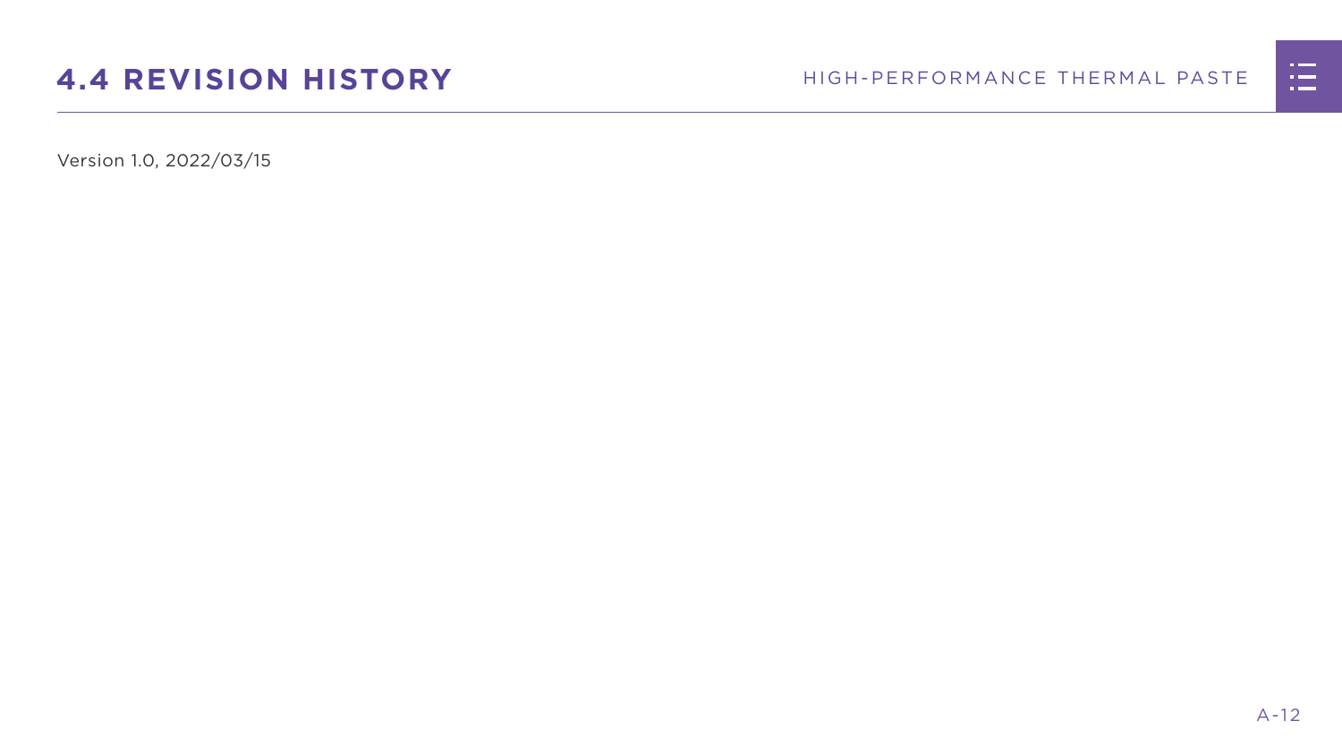## 4.4 REVISION HISTORY

Version 1.0, 2022/03/15